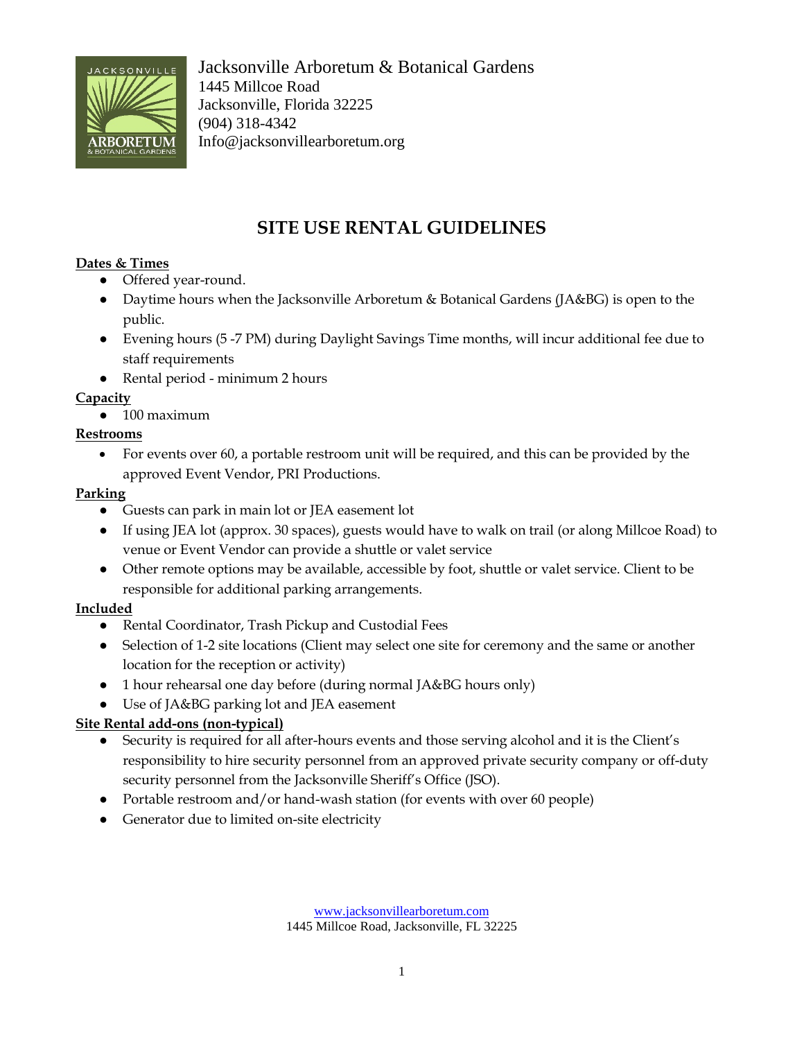Jacksonville Arboretum & Botanical Gardens
1445 Millcoe Road
Jacksonville, Florida 32225
(904) 318-4342
Info@jacksonvillearboretum.org

# SITE USE RENTAL GUIDELINES

**Dates & Times**

- Offered year-round.
- Daytime hours when the Jacksonville Arboretum & Botanical Gardens (JA&BG) is open to the public.
- Evening hours (5 -7 PM) during Daylight Savings Time months, will incur additional fee due to staff requirements
- Rental period - minimum 2 hours

**Capacity**

- 100 maximum

**Restrooms**

- For events over 60, a portable restroom unit will be required, and this can be provided by the approved Event Vendor, PRI Productions.

**Parking**

- Guests can park in main lot or JEA easement lot
- If using JEA lot (approx. 30 spaces), guests would have to walk on trail (or along Millcoe Road) to venue or Event Vendor can provide a shuttle or valet service
- Other remote options may be available, accessible by foot, shuttle or valet service. Client to be responsible for additional parking arrangements.

**Included**

- Rental Coordinator, Trash Pickup and Custodial Fees
- Selection of 1-2 site locations (Client may select one site for ceremony and the same or another location for the reception or activity)
- 1 hour rehearsal one day before (during normal JA&BG hours only)
- Use of JA&BG parking lot and JEA easement

**Site Rental add-ons (non-typical)**

- Security is required for all after-hours events and those serving alcohol and it is the Client's responsibility to hire security personnel from an approved private security company or off-duty security personnel from the Jacksonville Sheriff's Office (JSO).
- Portable restroom and/or hand-wash station (for events with over 60 people)
- Generator due to limited on-site electricity

www.jacksonvillearboretum.com
1445 Millcoe Road, Jacksonville, FL 32225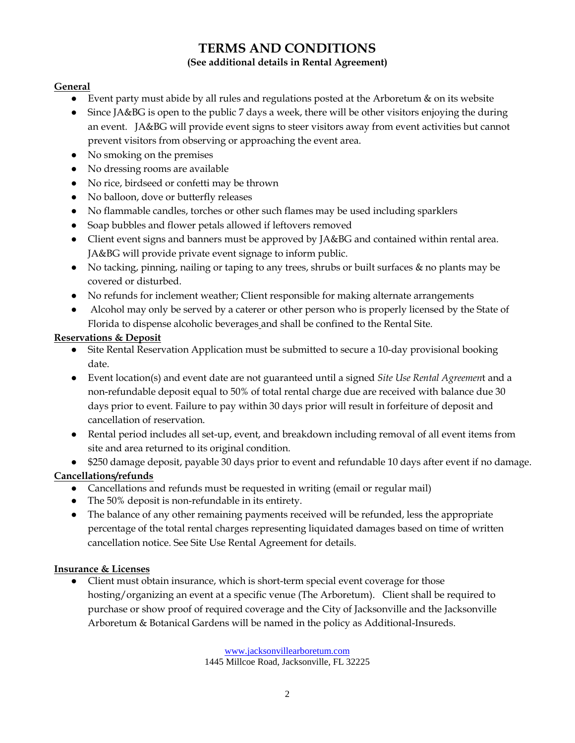# TERMS AND CONDITIONS

**(See additional details in Rental Agreement)**

**General**

- Event party must abide by all rules and regulations posted at the Arboretum & on its website
- Since JA&BG is open to the public 7 days a week, there will be other visitors enjoying the during an event. JA&BG will provide event signs to steer visitors away from event activities but cannot prevent visitors from observing or approaching the event area.
- No smoking on the premises
- No dressing rooms are available
- No rice, birdseed or confetti may be thrown
- No balloon, dove or butterfly releases
- No flammable candles, torches or other such flames may be used including sparklers
- Soap bubbles and flower petals allowed if leftovers removed
- Client event signs and banners must be approved by JA&BG and contained within rental area. JA&BG will provide private event signage to inform public.
- No tacking, pinning, nailing or taping to any trees, shrubs or built surfaces & no plants may be covered or disturbed.
- No refunds for inclement weather; Client responsible for making alternate arrangements
- Alcohol may only be served by a caterer or other person who is properly licensed by the State of Florida to dispense alcoholic beverages and shall be confined to the Rental Site.

**Reservations & Deposit**

- Site Rental Reservation Application must be submitted to secure a 10-day provisional booking date.
- Event location(s) and event date are not guaranteed until a signed *Site Use Rental Agreemen*t and a non-refundable deposit equal to 50% of total rental charge due are received with balance due 30 days prior to event. Failure to pay within 30 days prior will result in forfeiture of deposit and cancellation of reservation.
- Rental period includes all set-up, event, and breakdown including removal of all event items from site and area returned to its original condition.
- $250 damage deposit, payable 30 days prior to event and refundable 10 days after event if no damage.

**Cancellations/refunds**

- Cancellations and refunds must be requested in writing (email or regular mail)
- The 50% deposit is non-refundable in its entirety.
- The balance of any other remaining payments received will be refunded, less the appropriate percentage of the total rental charges representing liquidated damages based on time of written cancellation notice. See Site Use Rental Agreement for details.

**Insurance & Licenses**

- Client must obtain insurance, which is short-term special event coverage for those hosting/organizing an event at a specific venue (The Arboretum). Client shall be required to purchase or show proof of required coverage and the City of Jacksonville and the Jacksonville Arboretum & Botanical Gardens will be named in the policy as Additional-Insureds.

www.jacksonvillearboretum.com
1445 Millcoe Road, Jacksonville, FL 32225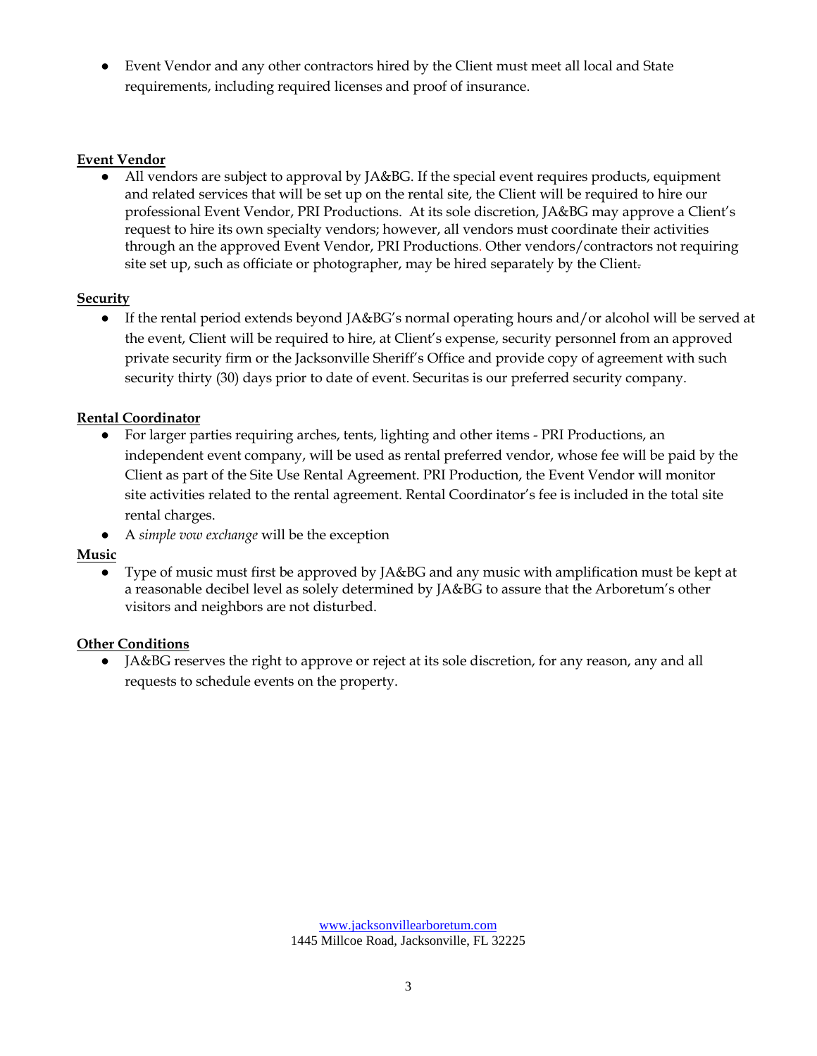- Event Vendor and any other contractors hired by the Client must meet all local and State requirements, including required licenses and proof of insurance.

**Event Vendor**

- All vendors are subject to approval by JA&BG. If the special event requires products, equipment and related services that will be set up on the rental site, the Client will be required to hire our professional Event Vendor, PRI Productions. At its sole discretion, JA&BG may approve a Client's request to hire its own specialty vendors; however, all vendors must coordinate their activities through an the approved Event Vendor, PRI Productions. Other vendors/contractors not requiring site set up, such as officiate or photographer, may be hired separately by the Client.

**Security**

- If the rental period extends beyond JA&BG's normal operating hours and/or alcohol will be served at the event, Client will be required to hire, at Client's expense, security personnel from an approved private security firm or the Jacksonville Sheriff's Office and provide copy of agreement with such security thirty (30) days prior to date of event. Securitas is our preferred security company.

**Rental Coordinator**

- For larger parties requiring arches, tents, lighting and other items - PRI Productions, an independent event company, will be used as rental preferred vendor, whose fee will be paid by the Client as part of the Site Use Rental Agreement. PRI Production, the Event Vendor will monitor site activities related to the rental agreement. Rental Coordinator's fee is included in the total site rental charges.
- A *simple vow exchange* will be the exception

**Music**

- Type of music must first be approved by JA&BG and any music with amplification must be kept at a reasonable decibel level as solely determined by JA&BG to assure that the Arboretum's other visitors and neighbors are not disturbed.

**Other Conditions**

- JA&BG reserves the right to approve or reject at its sole discretion, for any reason, any and all requests to schedule events on the property.

www.jacksonvillearboretum.com
1445 Millcoe Road, Jacksonville, FL 32225